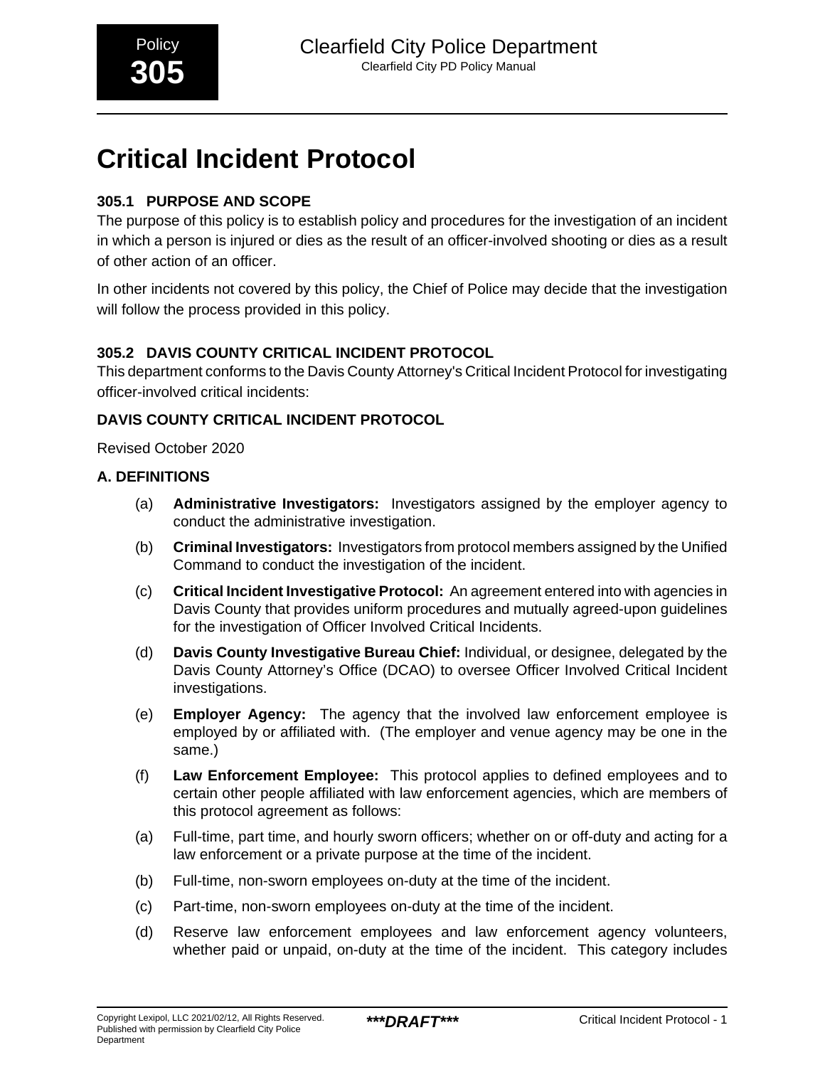# Critical Incident Protocol

### 305.1 PURPOSE AND SCOPE

The purpose of this policy is to establish policy and procedures for the investigation of an incident in which a person is injured or dies as the result of an officer-involved shooting or dies as a result of other action of an officer.

In other incidents not covered by this policy, the Chief of Police may decide that the investigation will follow the process provided in this policy.

### 305.2 DAVIS COUNTY CRITICAL INCIDENT PROTOCOL

This department conforms to the Davis County Attorney's Critical Incident Protocol for investigating officer-involved critical incidents:

**DAVIS COUNTY CRITICAL INCIDENT PROTOCOL**

Revised October 2020

**A. DEFINITIONS**

(a) **Administrative Investigators:** Investigators assigned by the employer agency to conduct the administrative investigation.

(b) **Criminal Investigators:** Investigators from protocol members assigned by the Unified Command to conduct the investigation of the incident.

(c) **Critical Incident Investigative Protocol:** An agreement entered into with agencies in Davis County that provides uniform procedures and mutually agreed-upon guidelines for the investigation of Officer Involved Critical Incidents.

(d) **Davis County Investigative Bureau Chief:** Individual, or designee, delegated by the Davis County Attorney's Office (DCAO) to oversee Officer Involved Critical Incident investigations.

(e) **Employer Agency:** The agency that the involved law enforcement employee is employed by or affiliated with. (The employer and venue agency may be one in the same.)

(f) **Law Enforcement Employee:** This protocol applies to defined employees and to certain other people affiliated with law enforcement agencies, which are members of this protocol agreement as follows:

(a) Full-time, part time, and hourly sworn officers; whether on or off-duty and acting for a law enforcement or a private purpose at the time of the incident.

(b) Full-time, non-sworn employees on-duty at the time of the incident.

(c) Part-time, non-sworn employees on-duty at the time of the incident.

(d) Reserve law enforcement employees and law enforcement agency volunteers, whether paid or unpaid, on-duty at the time of the incident. This category includes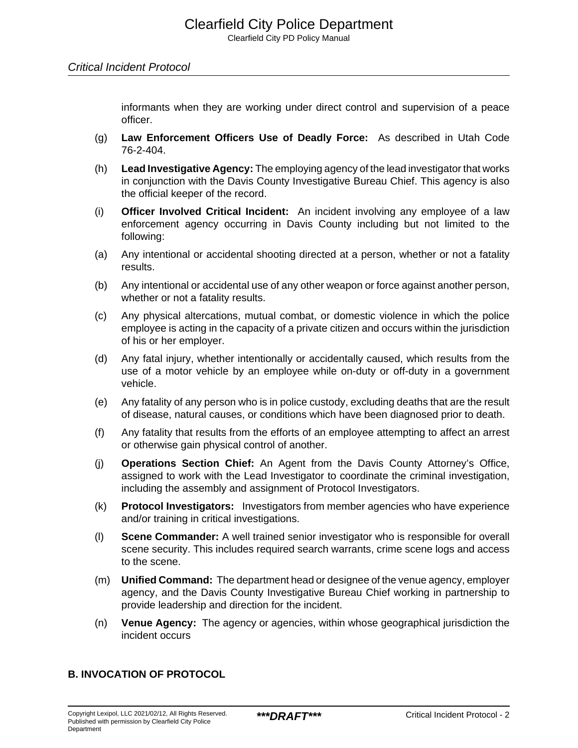informants when they are working under direct control and supervision of a peace officer.

(g) **Law Enforcement Officers Use of Deadly Force:** As described in Utah Code 76-2-404.

(h) **Lead Investigative Agency:** The employing agency of the lead investigator that works in conjunction with the Davis County Investigative Bureau Chief. This agency is also the official keeper of the record.

(i) **Officer Involved Critical Incident:** An incident involving any employee of a law enforcement agency occurring in Davis County including but not limited to the following:

(a) Any intentional or accidental shooting directed at a person, whether or not a fatality results.

(b) Any intentional or accidental use of any other weapon or force against another person, whether or not a fatality results.

(c) Any physical altercations, mutual combat, or domestic violence in which the police employee is acting in the capacity of a private citizen and occurs within the jurisdiction of his or her employer.

(d) Any fatal injury, whether intentionally or accidentally caused, which results from the use of a motor vehicle by an employee while on-duty or off-duty in a government vehicle.

(e) Any fatality of any person who is in police custody, excluding deaths that are the result of disease, natural causes, or conditions which have been diagnosed prior to death.

(f) Any fatality that results from the efforts of an employee attempting to affect an arrest or otherwise gain physical control of another.

(j) **Operations Section Chief:** An Agent from the Davis County Attorney's Office, assigned to work with the Lead Investigator to coordinate the criminal investigation, including the assembly and assignment of Protocol Investigators.

(k) **Protocol Investigators:** Investigators from member agencies who have experience and/or training in critical investigations.

(l) **Scene Commander:** A well trained senior investigator who is responsible for overall scene security. This includes required search warrants, crime scene logs and access to the scene.

(m) **Unified Command:** The department head or designee of the venue agency, employer agency, and the Davis County Investigative Bureau Chief working in partnership to provide leadership and direction for the incident.

(n) **Venue Agency:** The agency or agencies, within whose geographical jurisdiction the incident occurs

## B. INVOCATION OF PROTOCOL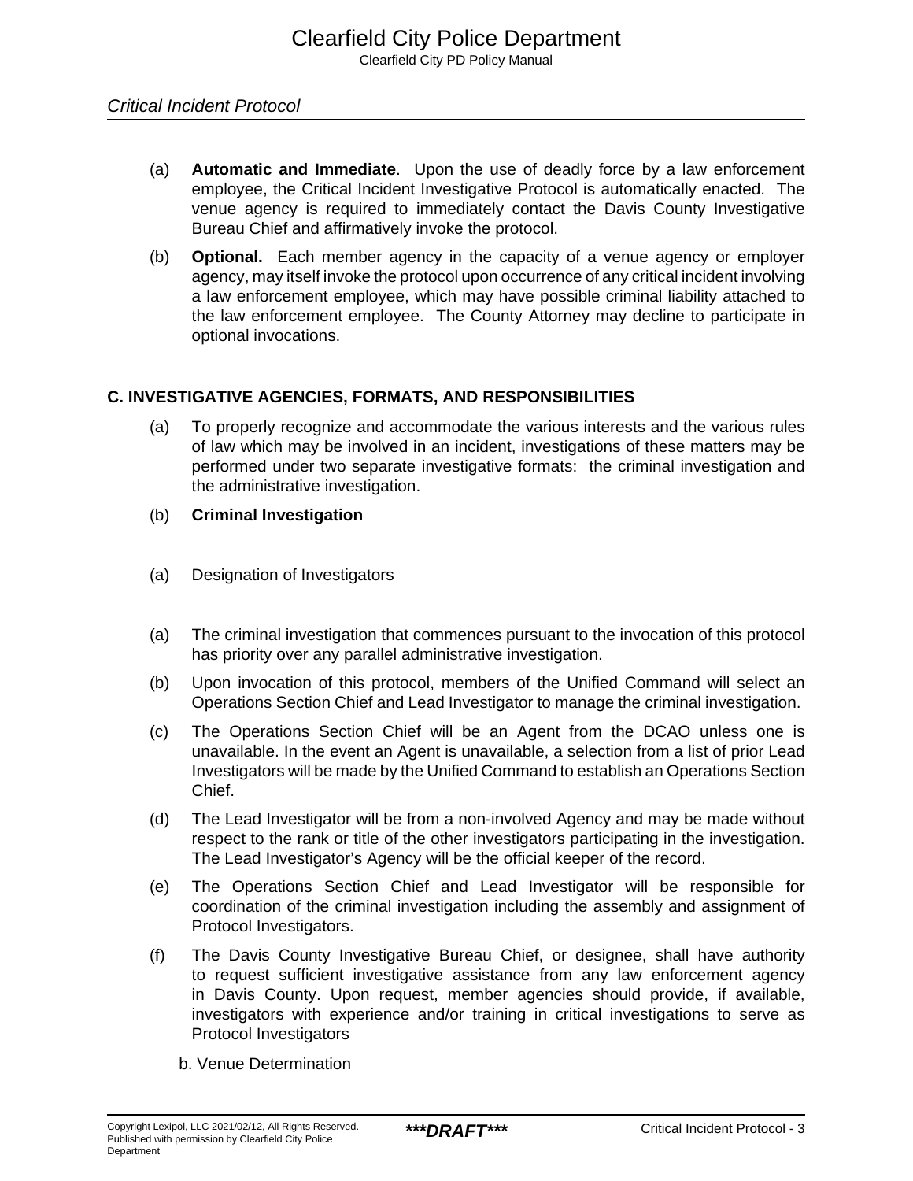(a) **Automatic and Immediate**. Upon the use of deadly force by a law enforcement employee, the Critical Incident Investigative Protocol is automatically enacted. The venue agency is required to immediately contact the Davis County Investigative Bureau Chief and affirmatively invoke the protocol.

(b) **Optional.** Each member agency in the capacity of a venue agency or employer agency, may itself invoke the protocol upon occurrence of any critical incident involving a law enforcement employee, which may have possible criminal liability attached to the law enforcement employee. The County Attorney may decline to participate in optional invocations.

### C. INVESTIGATIVE AGENCIES, FORMATS, AND RESPONSIBILITIES

(a) To properly recognize and accommodate the various interests and the various rules of law which may be involved in an incident, investigations of these matters may be performed under two separate investigative formats: the criminal investigation and the administrative investigation.

(b) **Criminal Investigation**

(a) Designation of Investigators

(a) The criminal investigation that commences pursuant to the invocation of this protocol has priority over any parallel administrative investigation.

(b) Upon invocation of this protocol, members of the Unified Command will select an Operations Section Chief and Lead Investigator to manage the criminal investigation.

(c) The Operations Section Chief will be an Agent from the DCAO unless one is unavailable. In the event an Agent is unavailable, a selection from a list of prior Lead Investigators will be made by the Unified Command to establish an Operations Section Chief.

(d) The Lead Investigator will be from a non-involved Agency and may be made without respect to the rank or title of the other investigators participating in the investigation. The Lead Investigator's Agency will be the official keeper of the record.

(e) The Operations Section Chief and Lead Investigator will be responsible for coordination of the criminal investigation including the assembly and assignment of Protocol Investigators.

(f) The Davis County Investigative Bureau Chief, or designee, shall have authority to request sufficient investigative assistance from any law enforcement agency in Davis County. Upon request, member agencies should provide, if available, investigators with experience and/or training in critical investigations to serve as Protocol Investigators

b. Venue Determination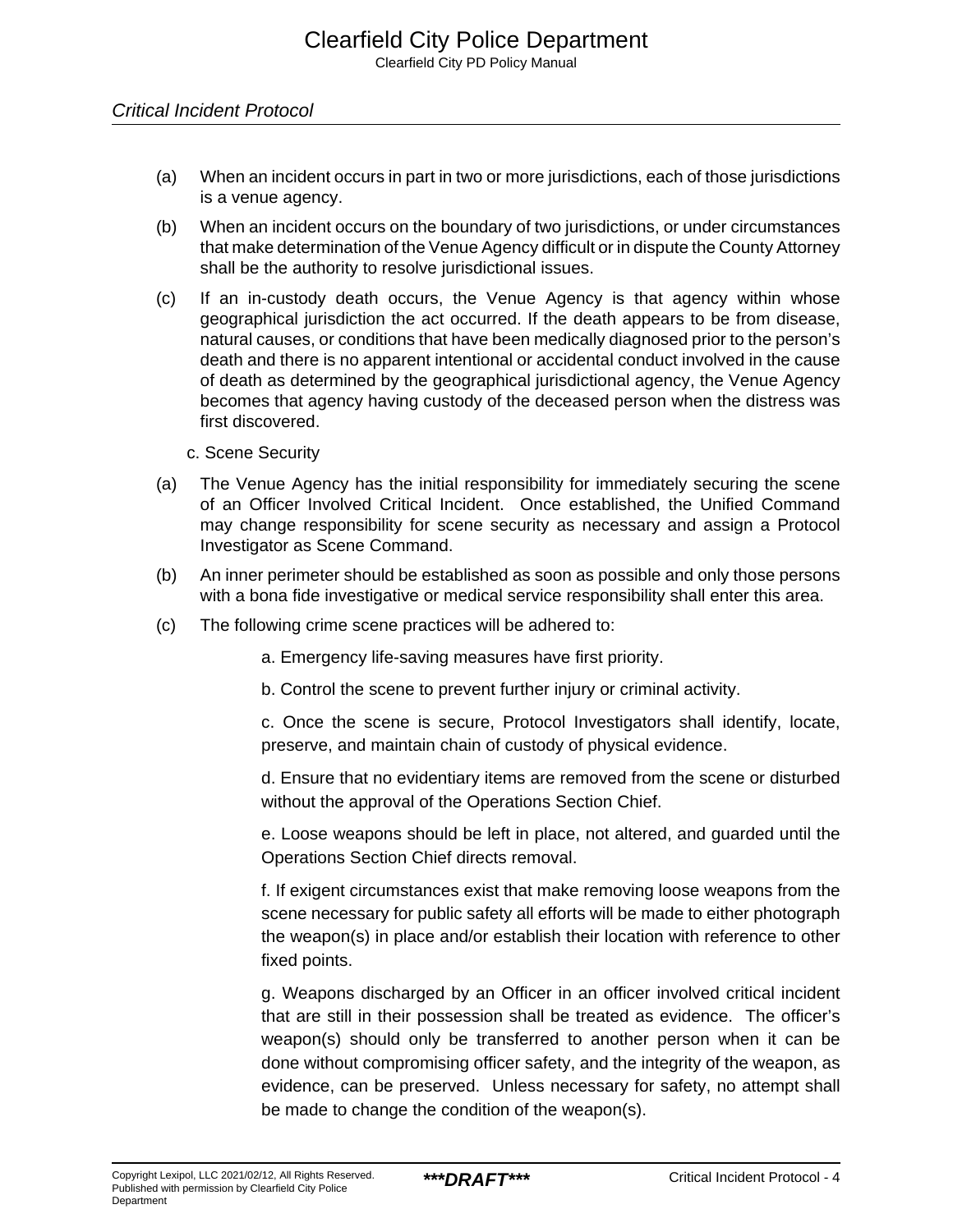*Critical Incident Protocol*

(a) When an incident occurs in part in two or more jurisdictions, each of those jurisdictions is a venue agency.

(b) When an incident occurs on the boundary of two jurisdictions, or under circumstances that make determination of the Venue Agency difficult or in dispute the County Attorney shall be the authority to resolve jurisdictional issues.

(c) If an in-custody death occurs, the Venue Agency is that agency within whose geographical jurisdiction the act occurred. If the death appears to be from disease, natural causes, or conditions that have been medically diagnosed prior to the person's death and there is no apparent intentional or accidental conduct involved in the cause of death as determined by the geographical jurisdictional agency, the Venue Agency becomes that agency having custody of the deceased person when the distress was first discovered.

c. Scene Security

(a) The Venue Agency has the initial responsibility for immediately securing the scene of an Officer Involved Critical Incident. Once established, the Unified Command may change responsibility for scene security as necessary and assign a Protocol Investigator as Scene Command.

(b) An inner perimeter should be established as soon as possible and only those persons with a bona fide investigative or medical service responsibility shall enter this area.

(c) The following crime scene practices will be adhered to:

a. Emergency life-saving measures have first priority.

b. Control the scene to prevent further injury or criminal activity.

c. Once the scene is secure, Protocol Investigators shall identify, locate, preserve, and maintain chain of custody of physical evidence.

d. Ensure that no evidentiary items are removed from the scene or disturbed without the approval of the Operations Section Chief.

e. Loose weapons should be left in place, not altered, and guarded until the Operations Section Chief directs removal.

f. If exigent circumstances exist that make removing loose weapons from the scene necessary for public safety all efforts will be made to either photograph the weapon(s) in place and/or establish their location with reference to other fixed points.

g. Weapons discharged by an Officer in an officer involved critical incident that are still in their possession shall be treated as evidence. The officer's weapon(s) should only be transferred to another person when it can be done without compromising officer safety, and the integrity of the weapon, as evidence, can be preserved. Unless necessary for safety, no attempt shall be made to change the condition of the weapon(s).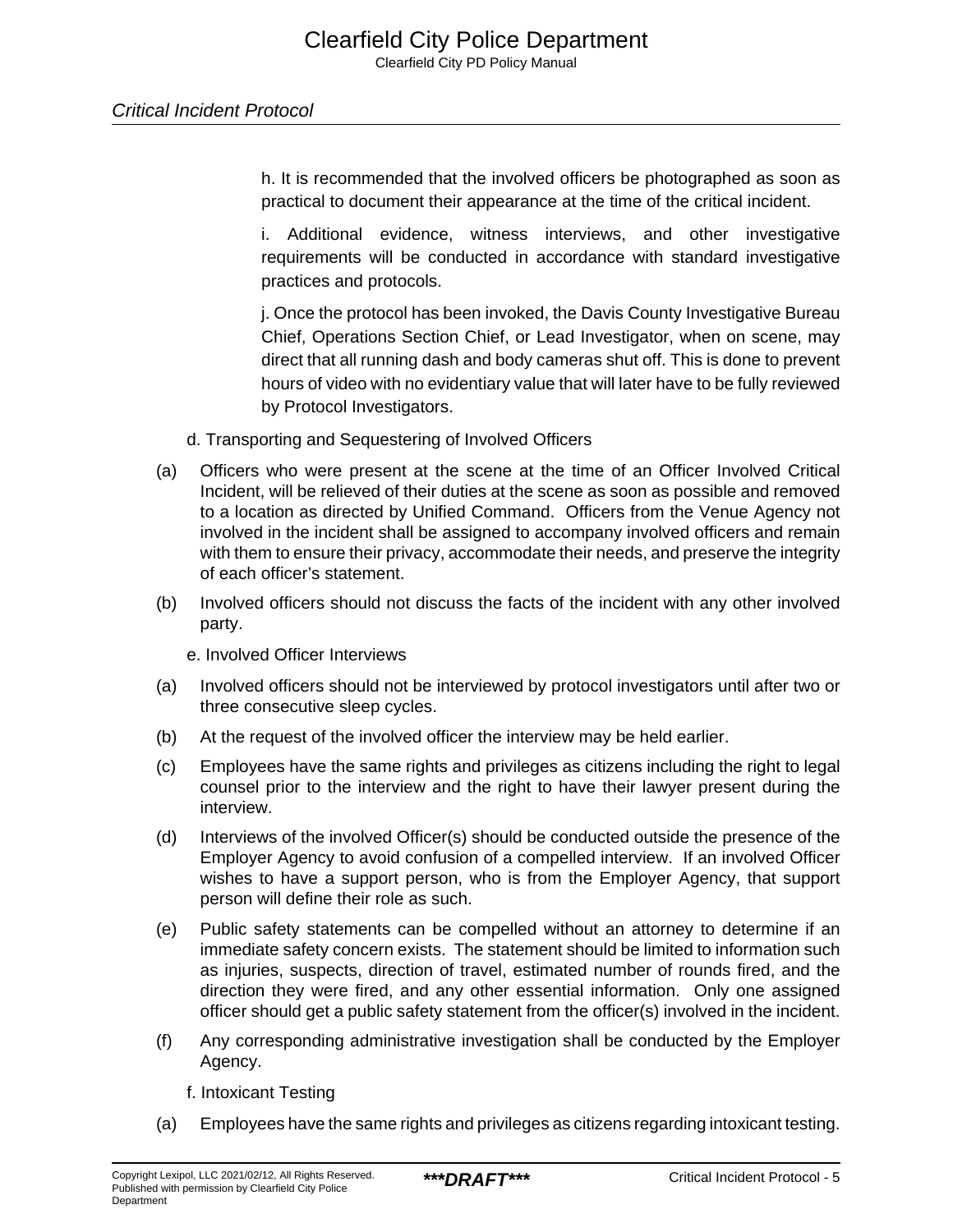h. It is recommended that the involved officers be photographed as soon as practical to document their appearance at the time of the critical incident.

i. Additional evidence, witness interviews, and other investigative requirements will be conducted in accordance with standard investigative practices and protocols.

j. Once the protocol has been invoked, the Davis County Investigative Bureau Chief, Operations Section Chief, or Lead Investigator, when on scene, may direct that all running dash and body cameras shut off. This is done to prevent hours of video with no evidentiary value that will later have to be fully reviewed by Protocol Investigators.

d. Transporting and Sequestering of Involved Officers

(a) Officers who were present at the scene at the time of an Officer Involved Critical Incident, will be relieved of their duties at the scene as soon as possible and removed to a location as directed by Unified Command. Officers from the Venue Agency not involved in the incident shall be assigned to accompany involved officers and remain with them to ensure their privacy, accommodate their needs, and preserve the integrity of each officer's statement.

(b) Involved officers should not discuss the facts of the incident with any other involved party.

e. Involved Officer Interviews

(a) Involved officers should not be interviewed by protocol investigators until after two or three consecutive sleep cycles.

(b) At the request of the involved officer the interview may be held earlier.

(c) Employees have the same rights and privileges as citizens including the right to legal counsel prior to the interview and the right to have their lawyer present during the interview.

(d) Interviews of the involved Officer(s) should be conducted outside the presence of the Employer Agency to avoid confusion of a compelled interview. If an involved Officer wishes to have a support person, who is from the Employer Agency, that support person will define their role as such.

(e) Public safety statements can be compelled without an attorney to determine if an immediate safety concern exists. The statement should be limited to information such as injuries, suspects, direction of travel, estimated number of rounds fired, and the direction they were fired, and any other essential information. Only one assigned officer should get a public safety statement from the officer(s) involved in the incident.

(f) Any corresponding administrative investigation shall be conducted by the Employer Agency.

f. Intoxicant Testing

(a) Employees have the same rights and privileges as citizens regarding intoxicant testing.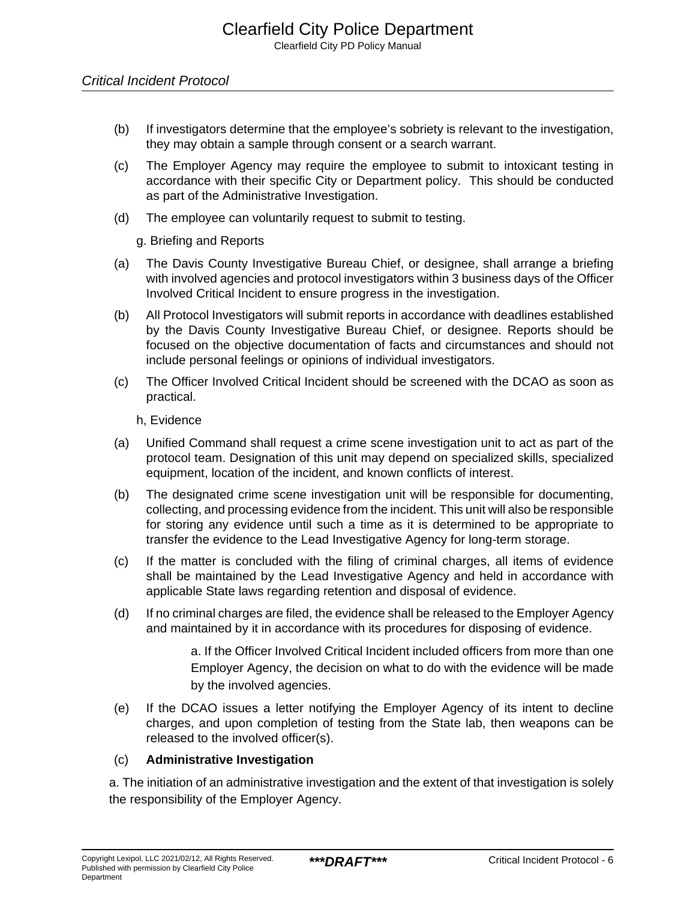(b) If investigators determine that the employee's sobriety is relevant to the investigation, they may obtain a sample through consent or a search warrant.

(c) The Employer Agency may require the employee to submit to intoxicant testing in accordance with their specific City or Department policy. This should be conducted as part of the Administrative Investigation.

(d) The employee can voluntarily request to submit to testing.

g. Briefing and Reports

(a) The Davis County Investigative Bureau Chief, or designee, shall arrange a briefing with involved agencies and protocol investigators within 3 business days of the Officer Involved Critical Incident to ensure progress in the investigation.

(b) All Protocol Investigators will submit reports in accordance with deadlines established by the Davis County Investigative Bureau Chief, or designee. Reports should be focused on the objective documentation of facts and circumstances and should not include personal feelings or opinions of individual investigators.

(c) The Officer Involved Critical Incident should be screened with the DCAO as soon as practical.

h, Evidence

(a) Unified Command shall request a crime scene investigation unit to act as part of the protocol team. Designation of this unit may depend on specialized skills, specialized equipment, location of the incident, and known conflicts of interest.

(b) The designated crime scene investigation unit will be responsible for documenting, collecting, and processing evidence from the incident. This unit will also be responsible for storing any evidence until such a time as it is determined to be appropriate to transfer the evidence to the Lead Investigative Agency for long-term storage.

(c) If the matter is concluded with the filing of criminal charges, all items of evidence shall be maintained by the Lead Investigative Agency and held in accordance with applicable State laws regarding retention and disposal of evidence.

(d) If no criminal charges are filed, the evidence shall be released to the Employer Agency and maintained by it in accordance with its procedures for disposing of evidence.

    a. If the Officer Involved Critical Incident included officers from more than one Employer Agency, the decision on what to do with the evidence will be made by the involved agencies.

(e) If the DCAO issues a letter notifying the Employer Agency of its intent to decline charges, and upon completion of testing from the State lab, then weapons can be released to the involved officer(s).

(c) **Administrative Investigation**

a. The initiation of an administrative investigation and the extent of that investigation is solely the responsibility of the Employer Agency.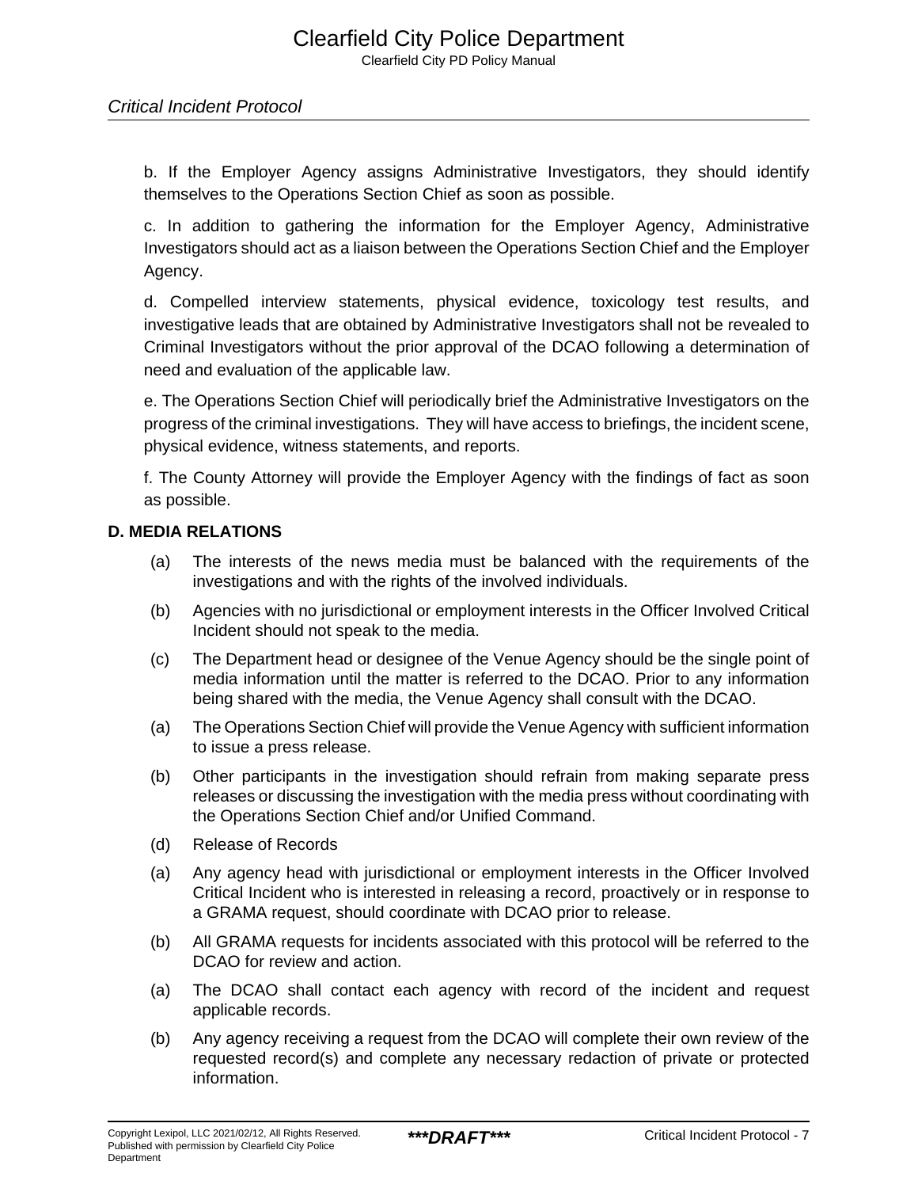b. If the Employer Agency assigns Administrative Investigators, they should identify themselves to the Operations Section Chief as soon as possible.

c. In addition to gathering the information for the Employer Agency, Administrative Investigators should act as a liaison between the Operations Section Chief and the Employer Agency.

d. Compelled interview statements, physical evidence, toxicology test results, and investigative leads that are obtained by Administrative Investigators shall not be revealed to Criminal Investigators without the prior approval of the DCAO following a determination of need and evaluation of the applicable law.

e. The Operations Section Chief will periodically brief the Administrative Investigators on the progress of the criminal investigations. They will have access to briefings, the incident scene, physical evidence, witness statements, and reports.

f. The County Attorney will provide the Employer Agency with the findings of fact as soon as possible.

**D. MEDIA RELATIONS**

(a) The interests of the news media must be balanced with the requirements of the investigations and with the rights of the involved individuals.

(b) Agencies with no jurisdictional or employment interests in the Officer Involved Critical Incident should not speak to the media.

(c) The Department head or designee of the Venue Agency should be the single point of media information until the matter is referred to the DCAO. Prior to any information being shared with the media, the Venue Agency shall consult with the DCAO.

(a) The Operations Section Chief will provide the Venue Agency with sufficient information to issue a press release.

(b) Other participants in the investigation should refrain from making separate press releases or discussing the investigation with the media press without coordinating with the Operations Section Chief and/or Unified Command.

(d) Release of Records

(a) Any agency head with jurisdictional or employment interests in the Officer Involved Critical Incident who is interested in releasing a record, proactively or in response to a GRAMA request, should coordinate with DCAO prior to release.

(b) All GRAMA requests for incidents associated with this protocol will be referred to the DCAO for review and action.

(a) The DCAO shall contact each agency with record of the incident and request applicable records.

(b) Any agency receiving a request from the DCAO will complete their own review of the requested record(s) and complete any necessary redaction of private or protected information.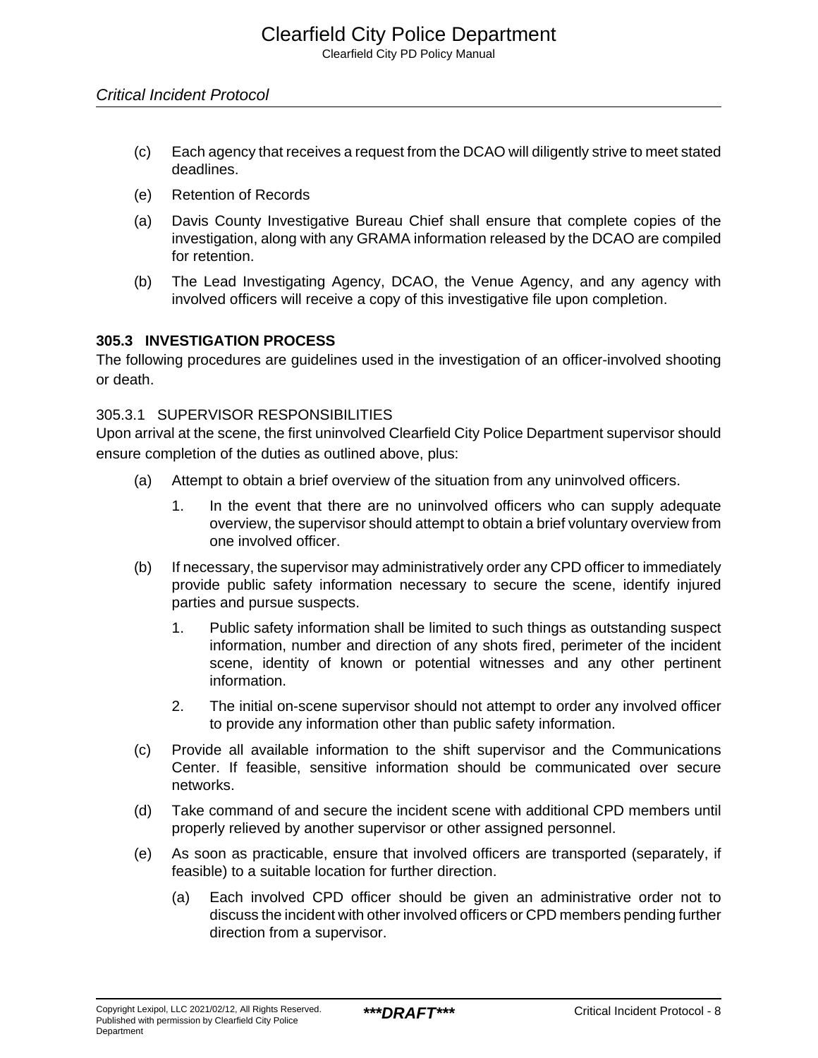(c) Each agency that receives a request from the DCAO will diligently strive to meet stated deadlines.

(e) Retention of Records

(a) Davis County Investigative Bureau Chief shall ensure that complete copies of the investigation, along with any GRAMA information released by the DCAO are compiled for retention.

(b) The Lead Investigating Agency, DCAO, the Venue Agency, and any agency with involved officers will receive a copy of this investigative file upon completion.

## 305.3 INVESTIGATION PROCESS

The following procedures are guidelines used in the investigation of an officer-involved shooting or death.

### 305.3.1 SUPERVISOR RESPONSIBILITIES

Upon arrival at the scene, the first uninvolved Clearfield City Police Department supervisor should ensure completion of the duties as outlined above, plus:

(a) Attempt to obtain a brief overview of the situation from any uninvolved officers.

1. In the event that there are no uninvolved officers who can supply adequate overview, the supervisor should attempt to obtain a brief voluntary overview from one involved officer.

(b) If necessary, the supervisor may administratively order any CPD officer to immediately provide public safety information necessary to secure the scene, identify injured parties and pursue suspects.

1. Public safety information shall be limited to such things as outstanding suspect information, number and direction of any shots fired, perimeter of the incident scene, identity of known or potential witnesses and any other pertinent information.
2. The initial on-scene supervisor should not attempt to order any involved officer to provide any information other than public safety information.

(c) Provide all available information to the shift supervisor and the Communications Center. If feasible, sensitive information should be communicated over secure networks.

(d) Take command of and secure the incident scene with additional CPD members until properly relieved by another supervisor or other assigned personnel.

(e) As soon as practicable, ensure that involved officers are transported (separately, if feasible) to a suitable location for further direction.

(a) Each involved CPD officer should be given an administrative order not to discuss the incident with other involved officers or CPD members pending further direction from a supervisor.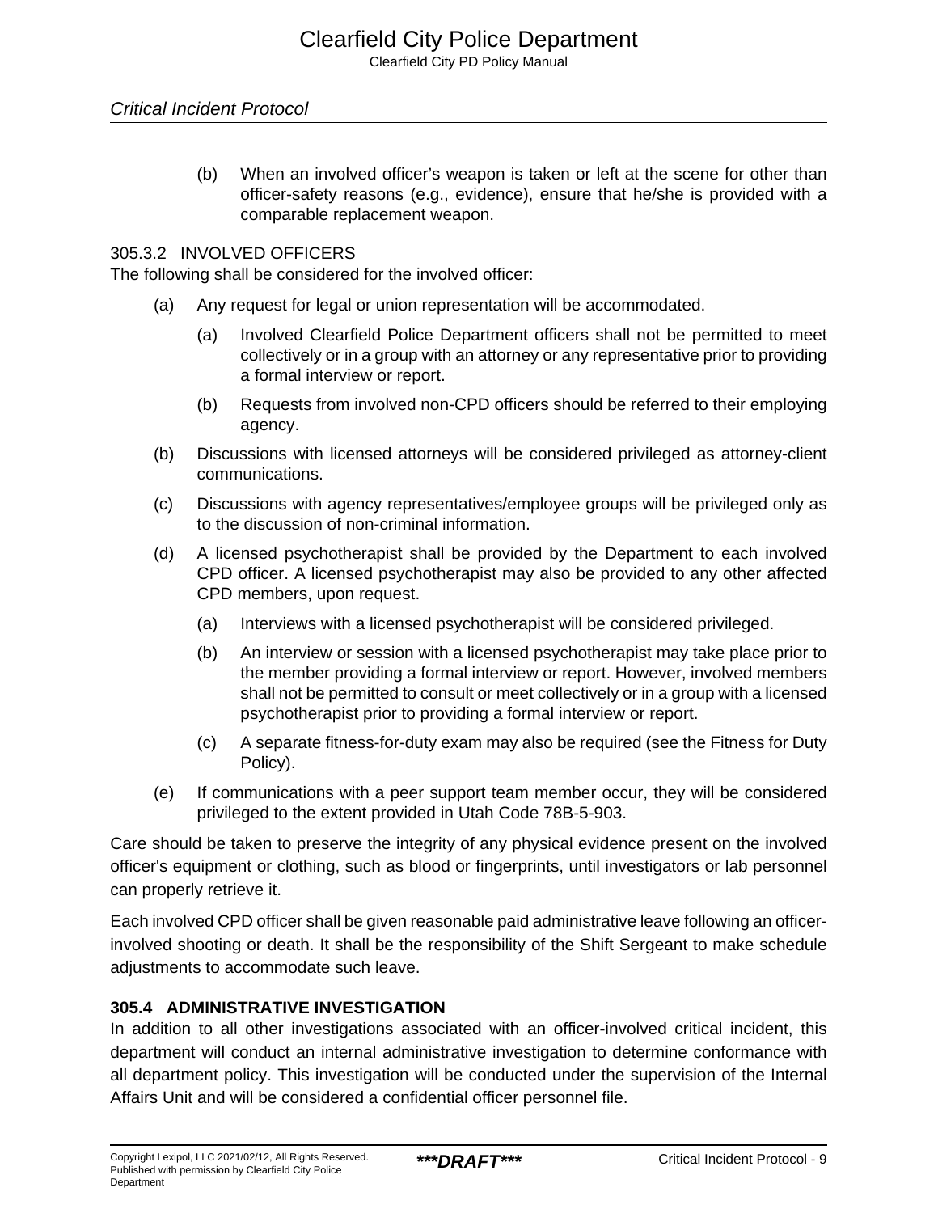(b) When an involved officer's weapon is taken or left at the scene for other than officer-safety reasons (e.g., evidence), ensure that he/she is provided with a comparable replacement weapon.

### 305.3.2 INVOLVED OFFICERS

The following shall be considered for the involved officer:

(a) Any request for legal or union representation will be accommodated.

    (a) Involved Clearfield Police Department officers shall not be permitted to meet collectively or in a group with an attorney or any representative prior to providing a formal interview or report.

    (b) Requests from involved non-CPD officers should be referred to their employing agency.

(b) Discussions with licensed attorneys will be considered privileged as attorney-client communications.

(c) Discussions with agency representatives/employee groups will be privileged only as to the discussion of non-criminal information.

(d) A licensed psychotherapist shall be provided by the Department to each involved CPD officer. A licensed psychotherapist may also be provided to any other affected CPD members, upon request.

    (a) Interviews with a licensed psychotherapist will be considered privileged.

    (b) An interview or session with a licensed psychotherapist may take place prior to the member providing a formal interview or report. However, involved members shall not be permitted to consult or meet collectively or in a group with a licensed psychotherapist prior to providing a formal interview or report.

    (c) A separate fitness-for-duty exam may also be required (see the Fitness for Duty Policy).

(e) If communications with a peer support team member occur, they will be considered privileged to the extent provided in Utah Code 78B-5-903.

Care should be taken to preserve the integrity of any physical evidence present on the involved officer's equipment or clothing, such as blood or fingerprints, until investigators or lab personnel can properly retrieve it.

Each involved CPD officer shall be given reasonable paid administrative leave following an officer-involved shooting or death. It shall be the responsibility of the Shift Sergeant to make schedule adjustments to accommodate such leave.

## 305.4 ADMINISTRATIVE INVESTIGATION

In addition to all other investigations associated with an officer-involved critical incident, this department will conduct an internal administrative investigation to determine conformance with all department policy. This investigation will be conducted under the supervision of the Internal Affairs Unit and will be considered a confidential officer personnel file.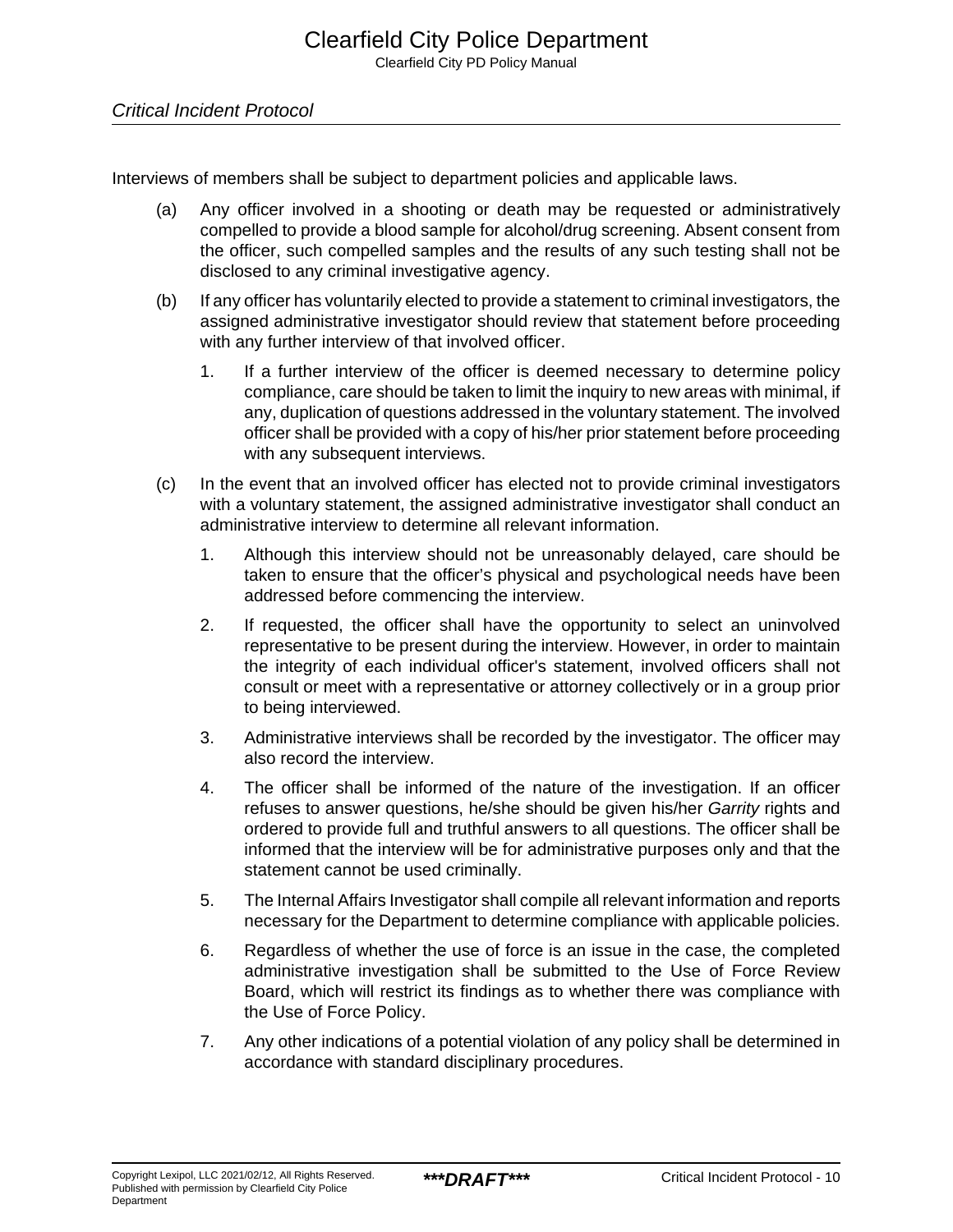Interviews of members shall be subject to department policies and applicable laws.

(a) Any officer involved in a shooting or death may be requested or administratively compelled to provide a blood sample for alcohol/drug screening. Absent consent from the officer, such compelled samples and the results of any such testing shall not be disclosed to any criminal investigative agency.

(b) If any officer has voluntarily elected to provide a statement to criminal investigators, the assigned administrative investigator should review that statement before proceeding with any further interview of that involved officer.

   1. If a further interview of the officer is deemed necessary to determine policy compliance, care should be taken to limit the inquiry to new areas with minimal, if any, duplication of questions addressed in the voluntary statement. The involved officer shall be provided with a copy of his/her prior statement before proceeding with any subsequent interviews.

(c) In the event that an involved officer has elected not to provide criminal investigators with a voluntary statement, the assigned administrative investigator shall conduct an administrative interview to determine all relevant information.

   1. Although this interview should not be unreasonably delayed, care should be taken to ensure that the officer's physical and psychological needs have been addressed before commencing the interview.

   2. If requested, the officer shall have the opportunity to select an uninvolved representative to be present during the interview. However, in order to maintain the integrity of each individual officer's statement, involved officers shall not consult or meet with a representative or attorney collectively or in a group prior to being interviewed.

   3. Administrative interviews shall be recorded by the investigator. The officer may also record the interview.

   4. The officer shall be informed of the nature of the investigation. If an officer refuses to answer questions, he/she should be given his/her *Garrity* rights and ordered to provide full and truthful answers to all questions. The officer shall be informed that the interview will be for administrative purposes only and that the statement cannot be used criminally.

   5. The Internal Affairs Investigator shall compile all relevant information and reports necessary for the Department to determine compliance with applicable policies.

   6. Regardless of whether the use of force is an issue in the case, the completed administrative investigation shall be submitted to the Use of Force Review Board, which will restrict its findings as to whether there was compliance with the Use of Force Policy.

   7. Any other indications of a potential violation of any policy shall be determined in accordance with standard disciplinary procedures.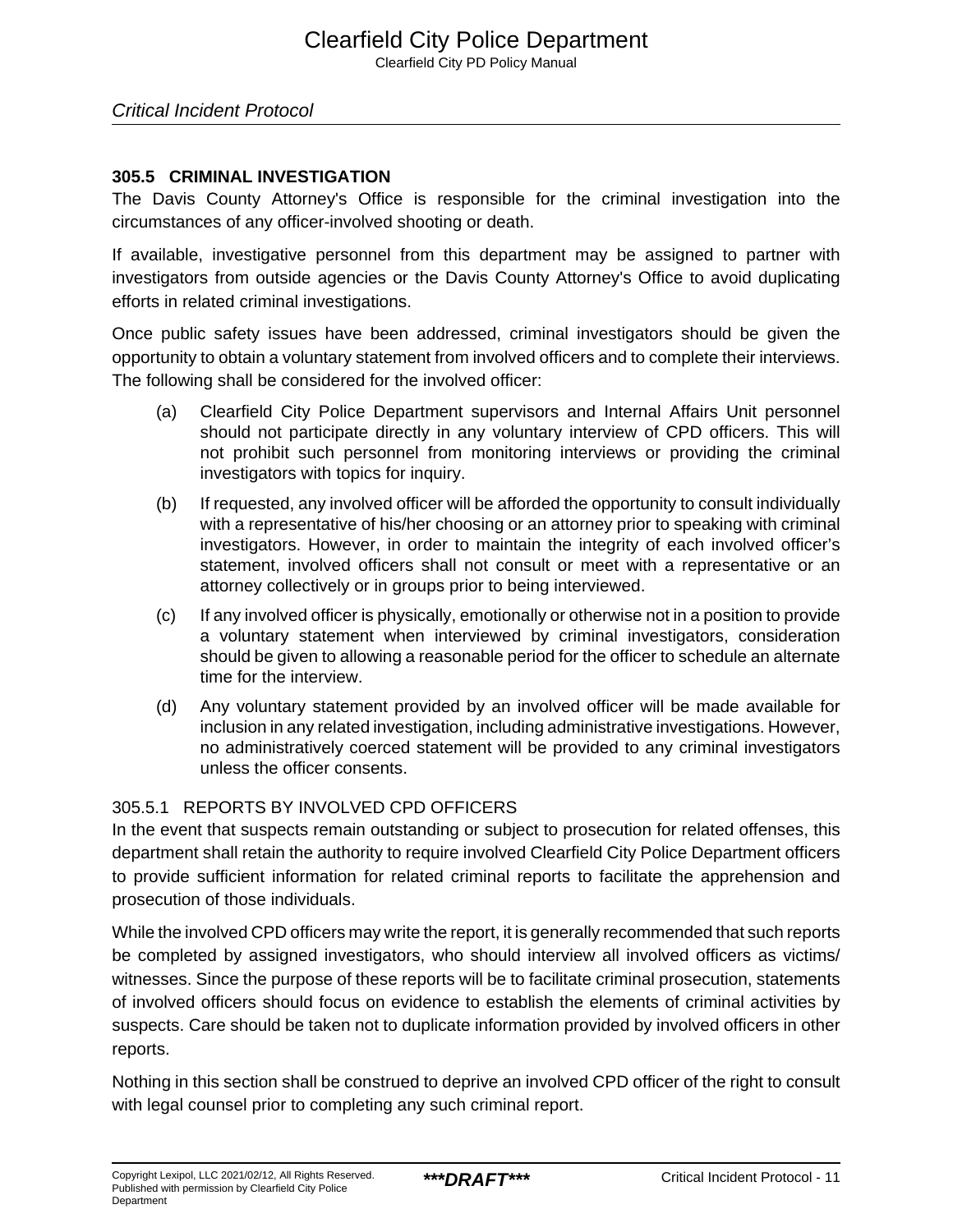### 305.5 CRIMINAL INVESTIGATION

The Davis County Attorney's Office is responsible for the criminal investigation into the circumstances of any officer-involved shooting or death.

If available, investigative personnel from this department may be assigned to partner with investigators from outside agencies or the Davis County Attorney's Office to avoid duplicating efforts in related criminal investigations.

Once public safety issues have been addressed, criminal investigators should be given the opportunity to obtain a voluntary statement from involved officers and to complete their interviews. The following shall be considered for the involved officer:

(a) Clearfield City Police Department supervisors and Internal Affairs Unit personnel should not participate directly in any voluntary interview of CPD officers. This will not prohibit such personnel from monitoring interviews or providing the criminal investigators with topics for inquiry.

(b) If requested, any involved officer will be afforded the opportunity to consult individually with a representative of his/her choosing or an attorney prior to speaking with criminal investigators. However, in order to maintain the integrity of each involved officer's statement, involved officers shall not consult or meet with a representative or an attorney collectively or in groups prior to being interviewed.

(c) If any involved officer is physically, emotionally or otherwise not in a position to provide a voluntary statement when interviewed by criminal investigators, consideration should be given to allowing a reasonable period for the officer to schedule an alternate time for the interview.

(d) Any voluntary statement provided by an involved officer will be made available for inclusion in any related investigation, including administrative investigations. However, no administratively coerced statement will be provided to any criminal investigators unless the officer consents.

#### 305.5.1 REPORTS BY INVOLVED CPD OFFICERS

In the event that suspects remain outstanding or subject to prosecution for related offenses, this department shall retain the authority to require involved Clearfield City Police Department officers to provide sufficient information for related criminal reports to facilitate the apprehension and prosecution of those individuals.

While the involved CPD officers may write the report, it is generally recommended that such reports be completed by assigned investigators, who should interview all involved officers as victims/witnesses. Since the purpose of these reports will be to facilitate criminal prosecution, statements of involved officers should focus on evidence to establish the elements of criminal activities by suspects. Care should be taken not to duplicate information provided by involved officers in other reports.

Nothing in this section shall be construed to deprive an involved CPD officer of the right to consult with legal counsel prior to completing any such criminal report.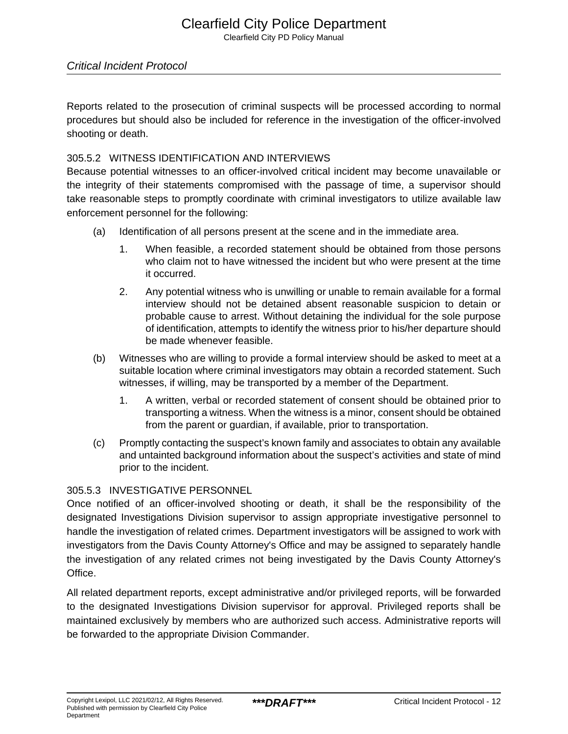Reports related to the prosecution of criminal suspects will be processed according to normal procedures but should also be included for reference in the investigation of the officer-involved shooting or death.

### 305.5.2 WITNESS IDENTIFICATION AND INTERVIEWS

Because potential witnesses to an officer-involved critical incident may become unavailable or the integrity of their statements compromised with the passage of time, a supervisor should take reasonable steps to promptly coordinate with criminal investigators to utilize available law enforcement personnel for the following:

(a) Identification of all persons present at the scene and in the immediate area.

   1. When feasible, a recorded statement should be obtained from those persons who claim not to have witnessed the incident but who were present at the time it occurred.

   2. Any potential witness who is unwilling or unable to remain available for a formal interview should not be detained absent reasonable suspicion to detain or probable cause to arrest. Without detaining the individual for the sole purpose of identification, attempts to identify the witness prior to his/her departure should be made whenever feasible.

(b) Witnesses who are willing to provide a formal interview should be asked to meet at a suitable location where criminal investigators may obtain a recorded statement. Such witnesses, if willing, may be transported by a member of the Department.

   1. A written, verbal or recorded statement of consent should be obtained prior to transporting a witness. When the witness is a minor, consent should be obtained from the parent or guardian, if available, prior to transportation.

(c) Promptly contacting the suspect’s known family and associates to obtain any available and untainted background information about the suspect’s activities and state of mind prior to the incident.

### 305.5.3 INVESTIGATIVE PERSONNEL

Once notified of an officer-involved shooting or death, it shall be the responsibility of the designated Investigations Division supervisor to assign appropriate investigative personnel to handle the investigation of related crimes. Department investigators will be assigned to work with investigators from the Davis County Attorney's Office and may be assigned to separately handle the investigation of any related crimes not being investigated by the Davis County Attorney's Office.

All related department reports, except administrative and/or privileged reports, will be forwarded to the designated Investigations Division supervisor for approval. Privileged reports shall be maintained exclusively by members who are authorized such access. Administrative reports will be forwarded to the appropriate Division Commander.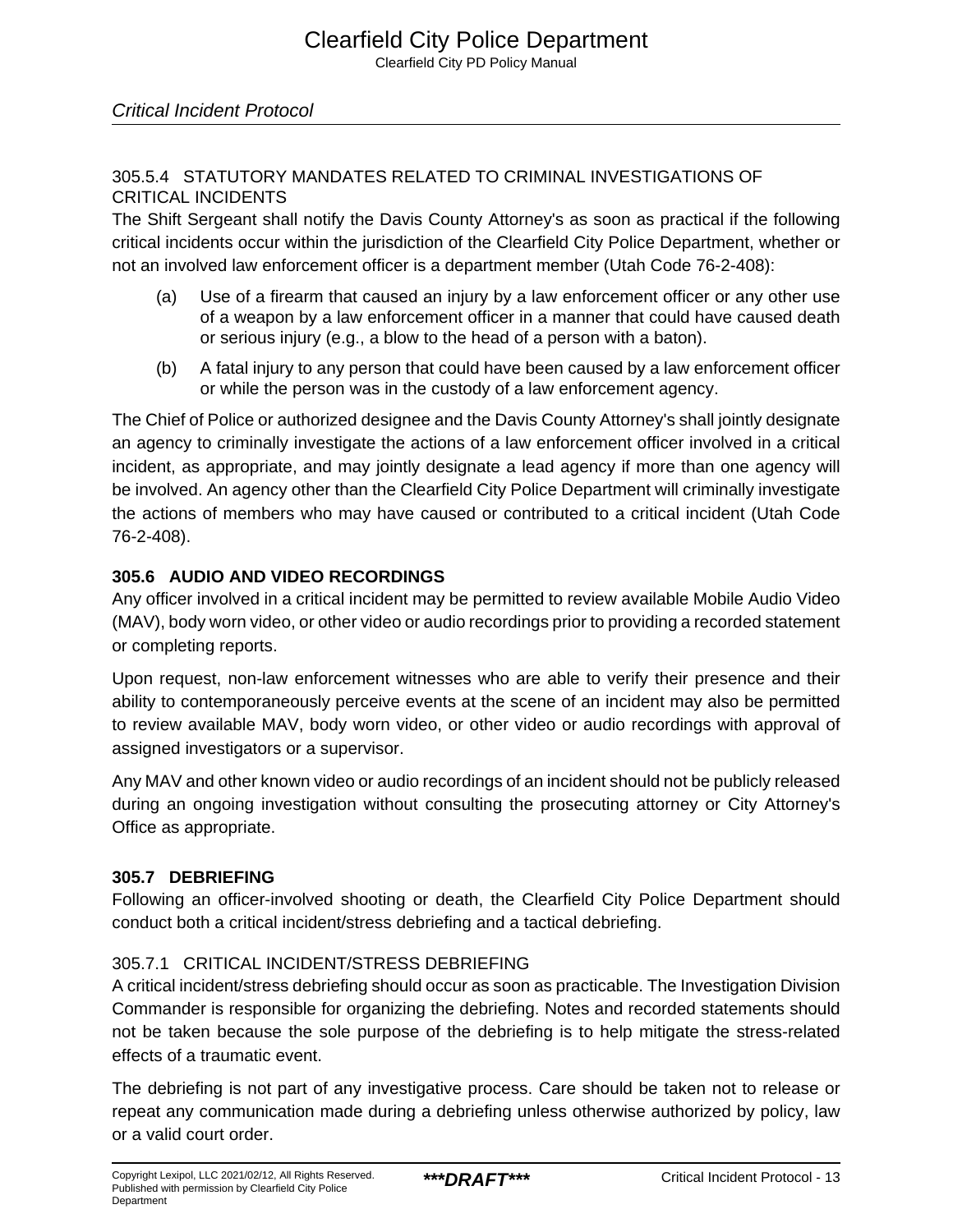#### 305.5.4 STATUTORY MANDATES RELATED TO CRIMINAL INVESTIGATIONS OF CRITICAL INCIDENTS

The Shift Sergeant shall notify the Davis County Attorney's as soon as practical if the following critical incidents occur within the jurisdiction of the Clearfield City Police Department, whether or not an involved law enforcement officer is a department member (Utah Code 76-2-408):

(a) Use of a firearm that caused an injury by a law enforcement officer or any other use of a weapon by a law enforcement officer in a manner that could have caused death or serious injury (e.g., a blow to the head of a person with a baton).

(b) A fatal injury to any person that could have been caused by a law enforcement officer or while the person was in the custody of a law enforcement agency.

The Chief of Police or authorized designee and the Davis County Attorney's shall jointly designate an agency to criminally investigate the actions of a law enforcement officer involved in a critical incident, as appropriate, and may jointly designate a lead agency if more than one agency will be involved. An agency other than the Clearfield City Police Department will criminally investigate the actions of members who may have caused or contributed to a critical incident (Utah Code 76-2-408).

### 305.6 AUDIO AND VIDEO RECORDINGS

Any officer involved in a critical incident may be permitted to review available Mobile Audio Video (MAV), body worn video, or other video or audio recordings prior to providing a recorded statement or completing reports.

Upon request, non-law enforcement witnesses who are able to verify their presence and their ability to contemporaneously perceive events at the scene of an incident may also be permitted to review available MAV, body worn video, or other video or audio recordings with approval of assigned investigators or a supervisor.

Any MAV and other known video or audio recordings of an incident should not be publicly released during an ongoing investigation without consulting the prosecuting attorney or City Attorney's Office as appropriate.

### 305.7 DEBRIEFING

Following an officer-involved shooting or death, the Clearfield City Police Department should conduct both a critical incident/stress debriefing and a tactical debriefing.

#### 305.7.1 CRITICAL INCIDENT/STRESS DEBRIEFING

A critical incident/stress debriefing should occur as soon as practicable. The Investigation Division Commander is responsible for organizing the debriefing. Notes and recorded statements should not be taken because the sole purpose of the debriefing is to help mitigate the stress-related effects of a traumatic event.

The debriefing is not part of any investigative process. Care should be taken not to release or repeat any communication made during a debriefing unless otherwise authorized by policy, law or a valid court order.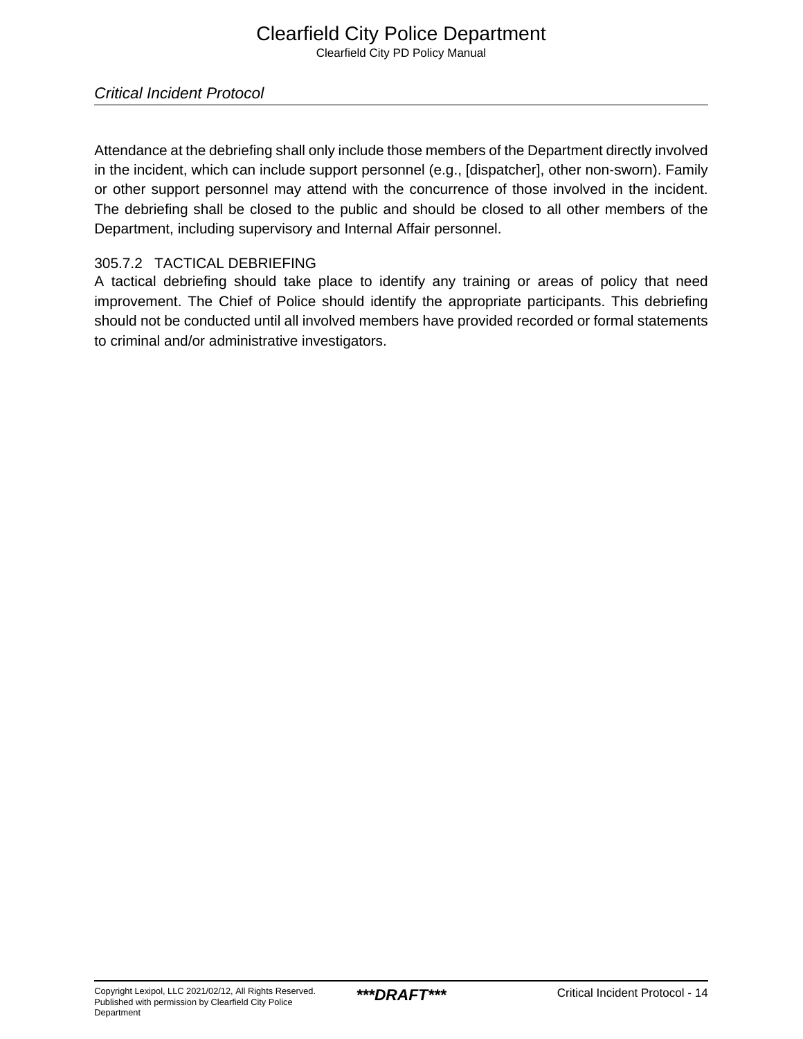Attendance at the debriefing shall only include those members of the Department directly involved in the incident, which can include support personnel (e.g., [dispatcher], other non-sworn). Family or other support personnel may attend with the concurrence of those involved in the incident. The debriefing shall be closed to the public and should be closed to all other members of the Department, including supervisory and Internal Affair personnel.

### 305.7.2 TACTICAL DEBRIEFING

A tactical debriefing should take place to identify any training or areas of policy that need improvement. The Chief of Police should identify the appropriate participants. This debriefing should not be conducted until all involved members have provided recorded or formal statements to criminal and/or administrative investigators.